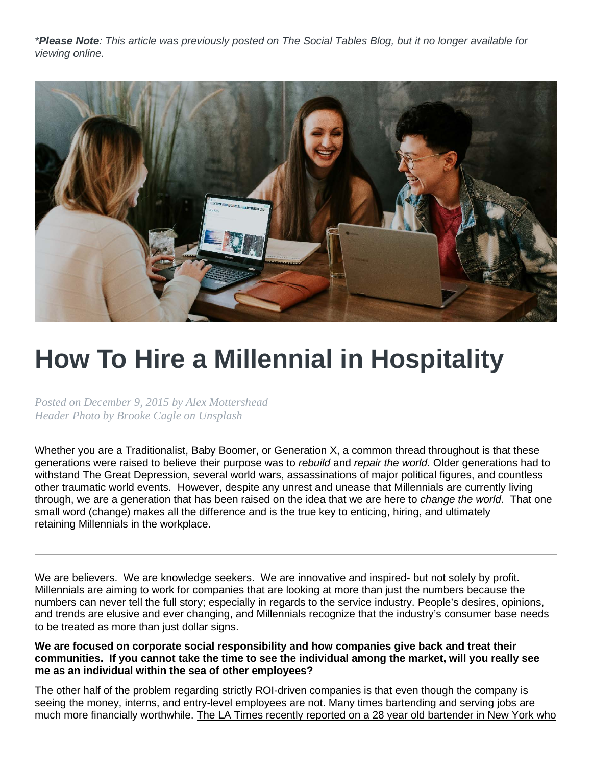**Please Note*: This article was previously posted on The Social Tables Blog, but it no longer available for viewing online.*

# How To Hire a Millennial in Hospitality

*Posted on December 9, 2015 by Alex Mottershead*
*Header Photo by Brooke Cagle on Unsplash*

Whether you are a Traditionalist, Baby Boomer, or Generation X, a common thread throughout is that these generations were raised to believe their purpose was to *rebuild* and *repair the world.* Older generations had to withstand The Great Depression, several world wars, assassinations of major political figures, and countless other traumatic world events. However, despite any unrest and unease that Millennials are currently living through, we are a generation that has been raised on the idea that we are here to *change the world*. That one small word (change) makes all the difference and is the true key to enticing, hiring, and ultimately retaining Millennials in the workplace.

---

We are believers. We are knowledge seekers. We are innovative and inspired- but not solely by profit. Millennials are aiming to work for companies that are looking at more than just the numbers because the numbers can never tell the full story; especially in regards to the service industry. People's desires, opinions, and trends are elusive and ever changing, and Millennials recognize that the industry's consumer base needs to be treated as more than just dollar signs.

**We are focused on corporate social responsibility and how companies give back and treat their communities. If you cannot take the time to see the individual among the market, will you really see me as an individual within the sea of other employees?**

The other half of the problem regarding strictly ROI-driven companies is that even though the company is seeing the money, interns, and entry-level employees are not. Many times bartending and serving jobs are much more financially worthwhile. The LA Times recently reported on a 28 year old bartender in New York who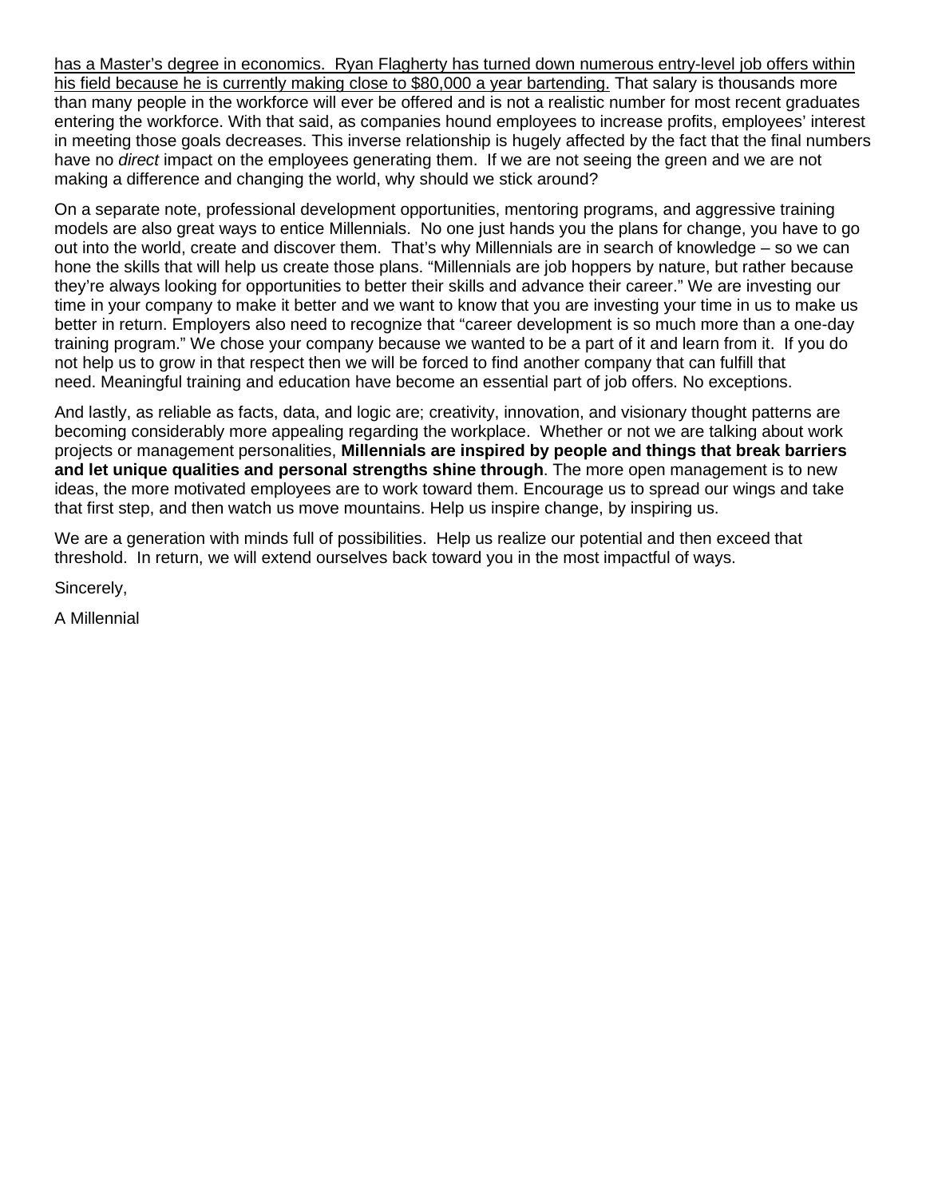<u>has a Master's degree in economics. Ryan Flagherty has turned down numerous entry-level job offers within his field because he is currently making close to $80,000 a year bartending.</u> That salary is thousands more than many people in the workforce will ever be offered and is not a realistic number for most recent graduates entering the workforce. With that said, as companies hound employees to increase profits, employees' interest in meeting those goals decreases. This inverse relationship is hugely affected by the fact that the final numbers have no *direct* impact on the employees generating them. If we are not seeing the green and we are not making a difference and changing the world, why should we stick around?

On a separate note, professional development opportunities, mentoring programs, and aggressive training models are also great ways to entice Millennials. No one just hands you the plans for change, you have to go out into the world, create and discover them. That's why Millennials are in search of knowledge – so we can hone the skills that will help us create those plans. "Millennials are job hoppers by nature, but rather because they're always looking for opportunities to better their skills and advance their career." We are investing our time in your company to make it better and we want to know that you are investing your time in us to make us better in return. Employers also need to recognize that "career development is so much more than a one-day training program." We chose your company because we wanted to be a part of it and learn from it. If you do not help us to grow in that respect then we will be forced to find another company that can fulfill that need. Meaningful training and education have become an essential part of job offers. No exceptions.

And lastly, as reliable as facts, data, and logic are; creativity, innovation, and visionary thought patterns are becoming considerably more appealing regarding the workplace. Whether or not we are talking about work projects or management personalities, **Millennials are inspired by people and things that break barriers and let unique qualities and personal strengths shine through**. The more open management is to new ideas, the more motivated employees are to work toward them. Encourage us to spread our wings and take that first step, and then watch us move mountains. Help us inspire change, by inspiring us.

We are a generation with minds full of possibilities. Help us realize our potential and then exceed that threshold. In return, we will extend ourselves back toward you in the most impactful of ways.

Sincerely,

A Millennial